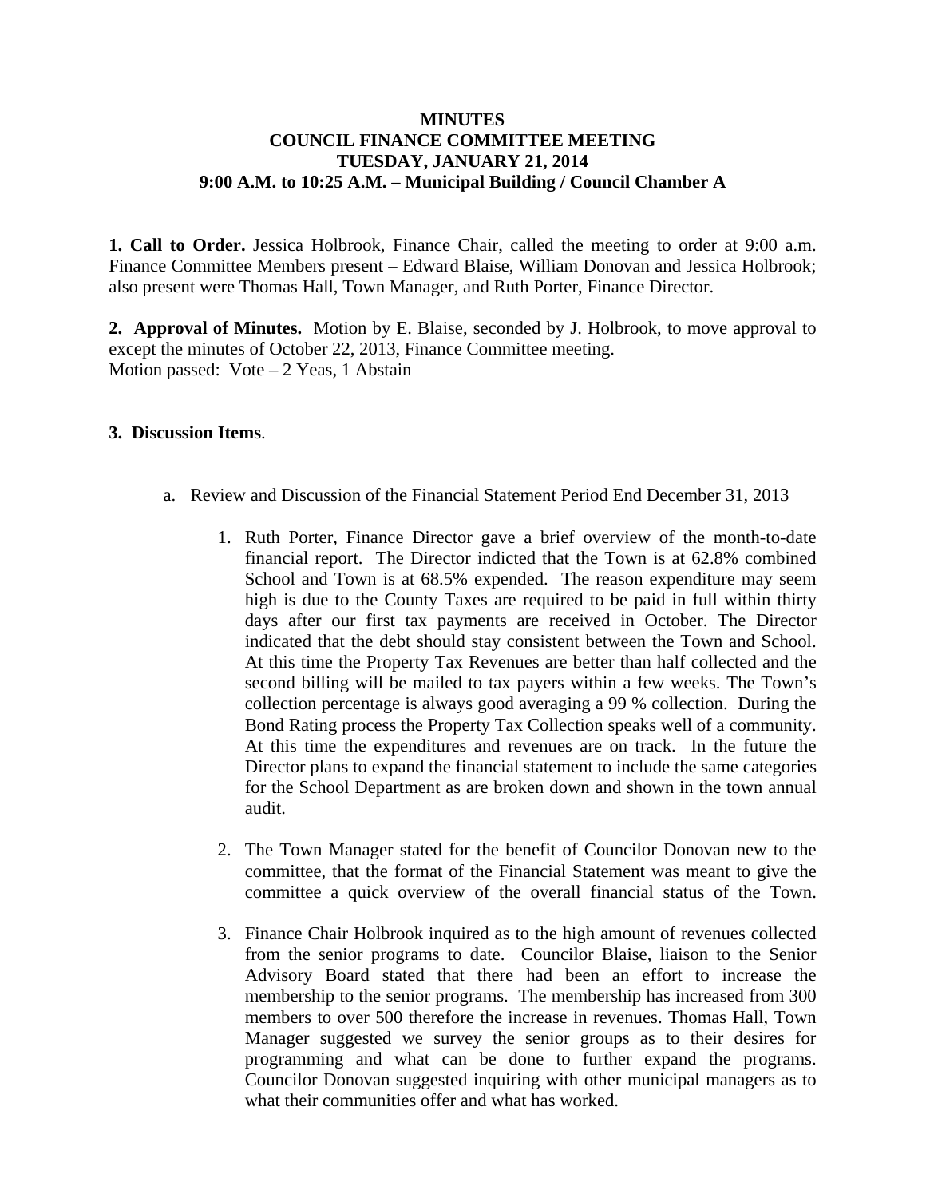**MINUTES**
**COUNCIL FINANCE COMMITTEE MEETING**
**TUESDAY, JANUARY 21, 2014**
**9:00 A.M. to 10:25 A.M. – Municipal Building / Council Chamber A**

**1. Call to Order.** Jessica Holbrook, Finance Chair, called the meeting to order at 9:00 a.m. Finance Committee Members present – Edward Blaise, William Donovan and Jessica Holbrook; also present were Thomas Hall, Town Manager, and Ruth Porter, Finance Director.

**2. Approval of Minutes.** Motion by E. Blaise, seconded by J. Holbrook, to move approval to except the minutes of October 22, 2013, Finance Committee meeting.
Motion passed: Vote – 2 Yeas, 1 Abstain

**3. Discussion Items**.

a. Review and Discussion of the Financial Statement Period End December 31, 2013

1. Ruth Porter, Finance Director gave a brief overview of the month-to-date financial report. The Director indicted that the Town is at 62.8% combined School and Town is at 68.5% expended. The reason expenditure may seem high is due to the County Taxes are required to be paid in full within thirty days after our first tax payments are received in October. The Director indicated that the debt should stay consistent between the Town and School. At this time the Property Tax Revenues are better than half collected and the second billing will be mailed to tax payers within a few weeks. The Town's collection percentage is always good averaging a 99 % collection. During the Bond Rating process the Property Tax Collection speaks well of a community. At this time the expenditures and revenues are on track. In the future the Director plans to expand the financial statement to include the same categories for the School Department as are broken down and shown in the town annual audit.

2. The Town Manager stated for the benefit of Councilor Donovan new to the committee, that the format of the Financial Statement was meant to give the committee a quick overview of the overall financial status of the Town.

3. Finance Chair Holbrook inquired as to the high amount of revenues collected from the senior programs to date. Councilor Blaise, liaison to the Senior Advisory Board stated that there had been an effort to increase the membership to the senior programs. The membership has increased from 300 members to over 500 therefore the increase in revenues. Thomas Hall, Town Manager suggested we survey the senior groups as to their desires for programming and what can be done to further expand the programs. Councilor Donovan suggested inquiring with other municipal managers as to what their communities offer and what has worked.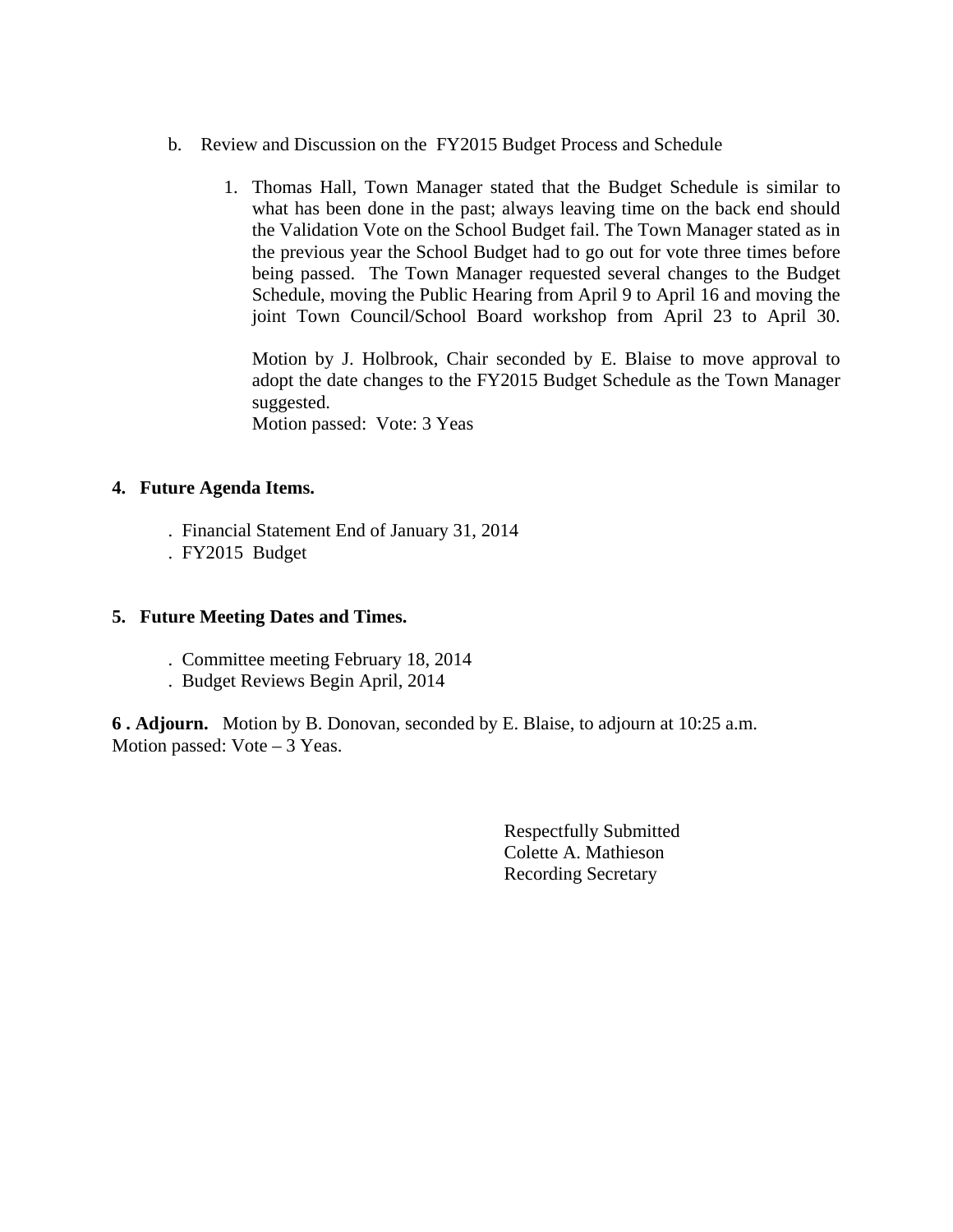b. Review and Discussion on the FY2015 Budget Process and Schedule

1. Thomas Hall, Town Manager stated that the Budget Schedule is similar to what has been done in the past; always leaving time on the back end should the Validation Vote on the School Budget fail. The Town Manager stated as in the previous year the School Budget had to go out for vote three times before being passed. The Town Manager requested several changes to the Budget Schedule, moving the Public Hearing from April 9 to April 16 and moving the joint Town Council/School Board workshop from April 23 to April 30.

   Motion by J. Holbrook, Chair seconded by E. Blaise to move approval to adopt the date changes to the FY2015 Budget Schedule as the Town Manager suggested.
   Motion passed: Vote: 3 Yeas

**4. Future Agenda Items.**

. Financial Statement End of January 31, 2014
. FY2015 Budget

**5. Future Meeting Dates and Times.**

. Committee meeting February 18, 2014
. Budget Reviews Begin April, 2014

**6 . Adjourn.** Motion by B. Donovan, seconded by E. Blaise, to adjourn at 10:25 a.m. Motion passed: Vote – 3 Yeas.

Respectfully Submitted
Colette A. Mathieson
Recording Secretary